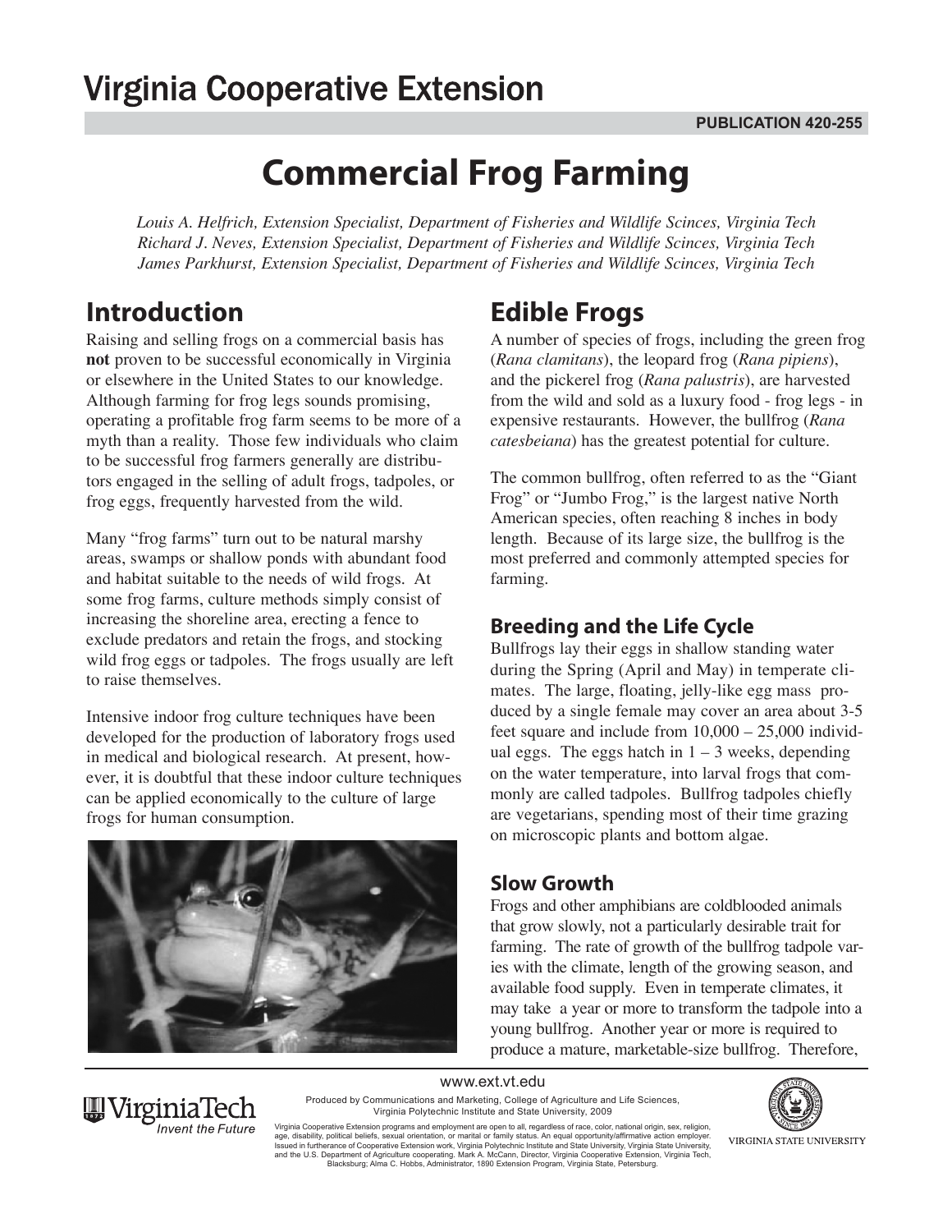# Virginia Cooperative Extension

PUBLICATION 420-255

# Commercial Frog Farming

*Louis A. Helfrich, Extension Specialist, Department of Fisheries and Wildlife Scinces, Virginia Tech*
*Richard J. Neves, Extension Specialist, Department of Fisheries and Wildlife Scinces, Virginia Tech*
*James Parkhurst, Extension Specialist, Department of Fisheries and Wildlife Scinces, Virginia Tech*

## Introduction

Raising and selling frogs on a commercial basis has **not** proven to be successful economically in Virginia or elsewhere in the United States to our knowledge. Although farming for frog legs sounds promising, operating a profitable frog farm seems to be more of a myth than a reality. Those few individuals who claim to be successful frog farmers generally are distributors engaged in the selling of adult frogs, tadpoles, or frog eggs, frequently harvested from the wild.

Many "frog farms" turn out to be natural marshy areas, swamps or shallow ponds with abundant food and habitat suitable to the needs of wild frogs. At some frog farms, culture methods simply consist of increasing the shoreline area, erecting a fence to exclude predators and retain the frogs, and stocking wild frog eggs or tadpoles. The frogs usually are left to raise themselves.

Intensive indoor frog culture techniques have been developed for the production of laboratory frogs used in medical and biological research. At present, however, it is doubtful that these indoor culture techniques can be applied economically to the culture of large frogs for human consumption.

## Edible Frogs

A number of species of frogs, including the green frog (*Rana clamitans*), the leopard frog (*Rana pipiens*), and the pickerel frog (*Rana palustris*), are harvested from the wild and sold as a luxury food - frog legs - in expensive restaurants. However, the bullfrog (*Rana catesbeiana*) has the greatest potential for culture.

The common bullfrog, often referred to as the "Giant Frog" or "Jumbo Frog," is the largest native North American species, often reaching 8 inches in body length. Because of its large size, the bullfrog is the most preferred and commonly attempted species for farming.

### Breeding and the Life Cycle

Bullfrogs lay their eggs in shallow standing water during the Spring (April and May) in temperate climates. The large, floating, jelly-like egg mass produced by a single female may cover an area about 3-5 feet square and include from 10,000 – 25,000 individual eggs. The eggs hatch in 1 – 3 weeks, depending on the water temperature, into larval frogs that commonly are called tadpoles. Bullfrog tadpoles chiefly are vegetarians, spending most of their time grazing on microscopic plants and bottom algae.

### Slow Growth

Frogs and other amphibians are coldblooded animals that grow slowly, not a particularly desirable trait for farming. The rate of growth of the bullfrog tadpole varies with the climate, length of the growing season, and available food supply. Even in temperate climates, it may take a year or more to transform the tadpole into a young bullfrog. Another year or more is required to produce a mature, marketable-size bullfrog. Therefore,

www.ext.vt.edu

Produced by Communications and Marketing, College of Agriculture and Life Sciences, Virginia Polytechnic Institute and State University, 2009

Virginia Cooperative Extension programs and employment are open to all, regardless of race, color, national origin, sex, religion, age, disability, political beliefs, sexual orientation, or marital or family status. An equal opportunity/affirmative action employer. Issued in furtherance of Cooperative Extension work, Virginia Polytechnic Institute and State University, Virginia State University, and the U.S. Department of Agriculture cooperating. Mark A. McCann, Director, Virginia Cooperative Extension, Virginia Tech, Blacksburg; Alma C. Hobbs, Administrator, 1890 Extension Program, Virginia State, Petersburg.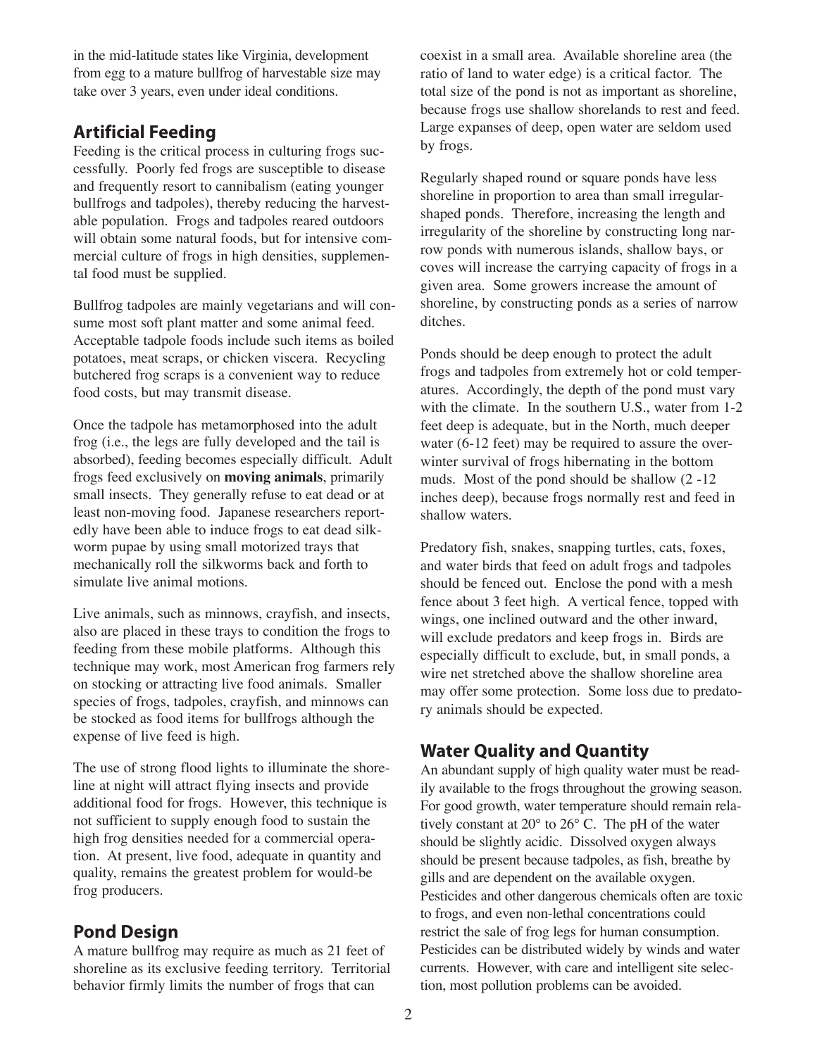in the mid-latitude states like Virginia, development from egg to a mature bullfrog of harvestable size may take over 3 years, even under ideal conditions.

## Artificial Feeding

Feeding is the critical process in culturing frogs successfully. Poorly fed frogs are susceptible to disease and frequently resort to cannibalism (eating younger bullfrogs and tadpoles), thereby reducing the harvestable population. Frogs and tadpoles reared outdoors will obtain some natural foods, but for intensive commercial culture of frogs in high densities, supplemental food must be supplied.

Bullfrog tadpoles are mainly vegetarians and will consume most soft plant matter and some animal feed. Acceptable tadpole foods include such items as boiled potatoes, meat scraps, or chicken viscera. Recycling butchered frog scraps is a convenient way to reduce food costs, but may transmit disease.

Once the tadpole has metamorphosed into the adult frog (i.e., the legs are fully developed and the tail is absorbed), feeding becomes especially difficult. Adult frogs feed exclusively on **moving animals**, primarily small insects. They generally refuse to eat dead or at least non-moving food. Japanese researchers reportedly have been able to induce frogs to eat dead silkworm pupae by using small motorized trays that mechanically roll the silkworms back and forth to simulate live animal motions.

Live animals, such as minnows, crayfish, and insects, also are placed in these trays to condition the frogs to feeding from these mobile platforms. Although this technique may work, most American frog farmers rely on stocking or attracting live food animals. Smaller species of frogs, tadpoles, crayfish, and minnows can be stocked as food items for bullfrogs although the expense of live feed is high.

The use of strong flood lights to illuminate the shoreline at night will attract flying insects and provide additional food for frogs. However, this technique is not sufficient to supply enough food to sustain the high frog densities needed for a commercial operation. At present, live food, adequate in quantity and quality, remains the greatest problem for would-be frog producers.

## Pond Design

A mature bullfrog may require as much as 21 feet of shoreline as its exclusive feeding territory. Territorial behavior firmly limits the number of frogs that can coexist in a small area. Available shoreline area (the ratio of land to water edge) is a critical factor. The total size of the pond is not as important as shoreline, because frogs use shallow shorelands to rest and feed. Large expanses of deep, open water are seldom used by frogs.

Regularly shaped round or square ponds have less shoreline in proportion to area than small irregular-shaped ponds. Therefore, increasing the length and irregularity of the shoreline by constructing long narrow ponds with numerous islands, shallow bays, or coves will increase the carrying capacity of frogs in a given area. Some growers increase the amount of shoreline, by constructing ponds as a series of narrow ditches.

Ponds should be deep enough to protect the adult frogs and tadpoles from extremely hot or cold temperatures. Accordingly, the depth of the pond must vary with the climate. In the southern U.S., water from 1-2 feet deep is adequate, but in the North, much deeper water (6-12 feet) may be required to assure the overwinter survival of frogs hibernating in the bottom muds. Most of the pond should be shallow (2 -12 inches deep), because frogs normally rest and feed in shallow waters.

Predatory fish, snakes, snapping turtles, cats, foxes, and water birds that feed on adult frogs and tadpoles should be fenced out. Enclose the pond with a mesh fence about 3 feet high. A vertical fence, topped with wings, one inclined outward and the other inward, will exclude predators and keep frogs in. Birds are especially difficult to exclude, but, in small ponds, a wire net stretched above the shallow shoreline area may offer some protection. Some loss due to predatory animals should be expected.

## Water Quality and Quantity

An abundant supply of high quality water must be readily available to the frogs throughout the growing season. For good growth, water temperature should remain relatively constant at 20° to 26° C. The pH of the water should be slightly acidic. Dissolved oxygen always should be present because tadpoles, as fish, breathe by gills and are dependent on the available oxygen. Pesticides and other dangerous chemicals often are toxic to frogs, and even non-lethal concentrations could restrict the sale of frog legs for human consumption. Pesticides can be distributed widely by winds and water currents. However, with care and intelligent site selection, most pollution problems can be avoided.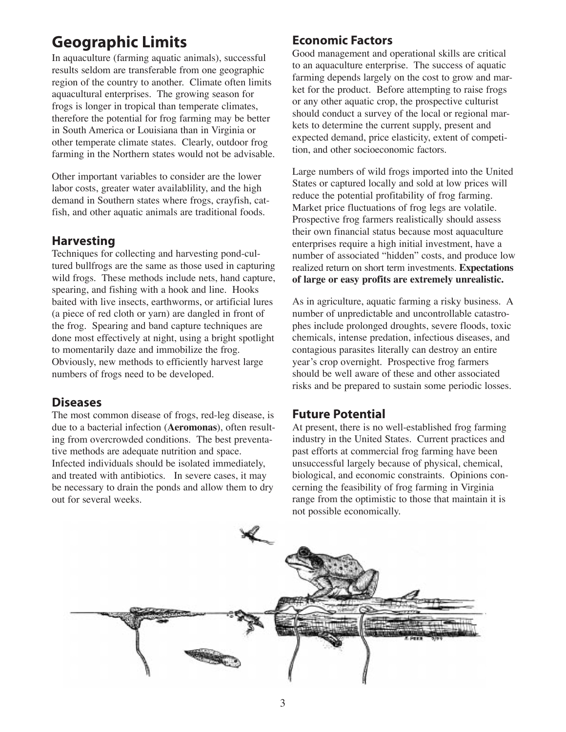## Geographic Limits

In aquaculture (farming aquatic animals), successful results seldom are transferable from one geographic region of the country to another. Climate often limits aquacultural enterprises. The growing season for frogs is longer in tropical than temperate climates, therefore the potential for frog farming may be better in South America or Louisiana than in Virginia or other temperate climate states. Clearly, outdoor frog farming in the Northern states would not be advisable.

Other important variables to consider are the lower labor costs, greater water availablility, and the high demand in Southern states where frogs, crayfish, catfish, and other aquatic animals are traditional foods.

### Harvesting

Techniques for collecting and harvesting pond-cultured bullfrogs are the same as those used in capturing wild frogs. These methods include nets, hand capture, spearing, and fishing with a hook and line. Hooks baited with live insects, earthworms, or artificial lures (a piece of red cloth or yarn) are dangled in front of the frog. Spearing and band capture techniques are done most effectively at night, using a bright spotlight to momentarily daze and immobilize the frog. Obviously, new methods to efficiently harvest large numbers of frogs need to be developed.

### Diseases

The most common disease of frogs, red-leg disease, is due to a bacterial infection (**Aeromonas**), often resulting from overcrowded conditions. The best preventative methods are adequate nutrition and space. Infected individuals should be isolated immediately, and treated with antibiotics. In severe cases, it may be necessary to drain the ponds and allow them to dry out for several weeks.

### Economic Factors

Good management and operational skills are critical to an aquaculture enterprise. The success of aquatic farming depends largely on the cost to grow and market for the product. Before attempting to raise frogs or any other aquatic crop, the prospective culturist should conduct a survey of the local or regional markets to determine the current supply, present and expected demand, price elasticity, extent of competition, and other socioeconomic factors.

Large numbers of wild frogs imported into the United States or captured locally and sold at low prices will reduce the potential profitability of frog farming. Market price fluctuations of frog legs are volatile. Prospective frog farmers realistically should assess their own financial status because most aquaculture enterprises require a high initial investment, have a number of associated "hidden" costs, and produce low realized return on short term investments. **Expectations of large or easy profits are extremely unrealistic.**

As in agriculture, aquatic farming a risky business. A number of unpredictable and uncontrollable catastrophes include prolonged droughts, severe floods, toxic chemicals, intense predation, infectious diseases, and contagious parasites literally can destroy an entire year's crop overnight. Prospective frog farmers should be well aware of these and other associated risks and be prepared to sustain some periodic losses.

### Future Potential

At present, there is no well-established frog farming industry in the United States. Current practices and past efforts at commercial frog farming have been unsuccessful largely because of physical, chemical, biological, and economic constraints. Opinions concerning the feasibility of frog farming in Virginia range from the optimistic to those that maintain it is not possible economically.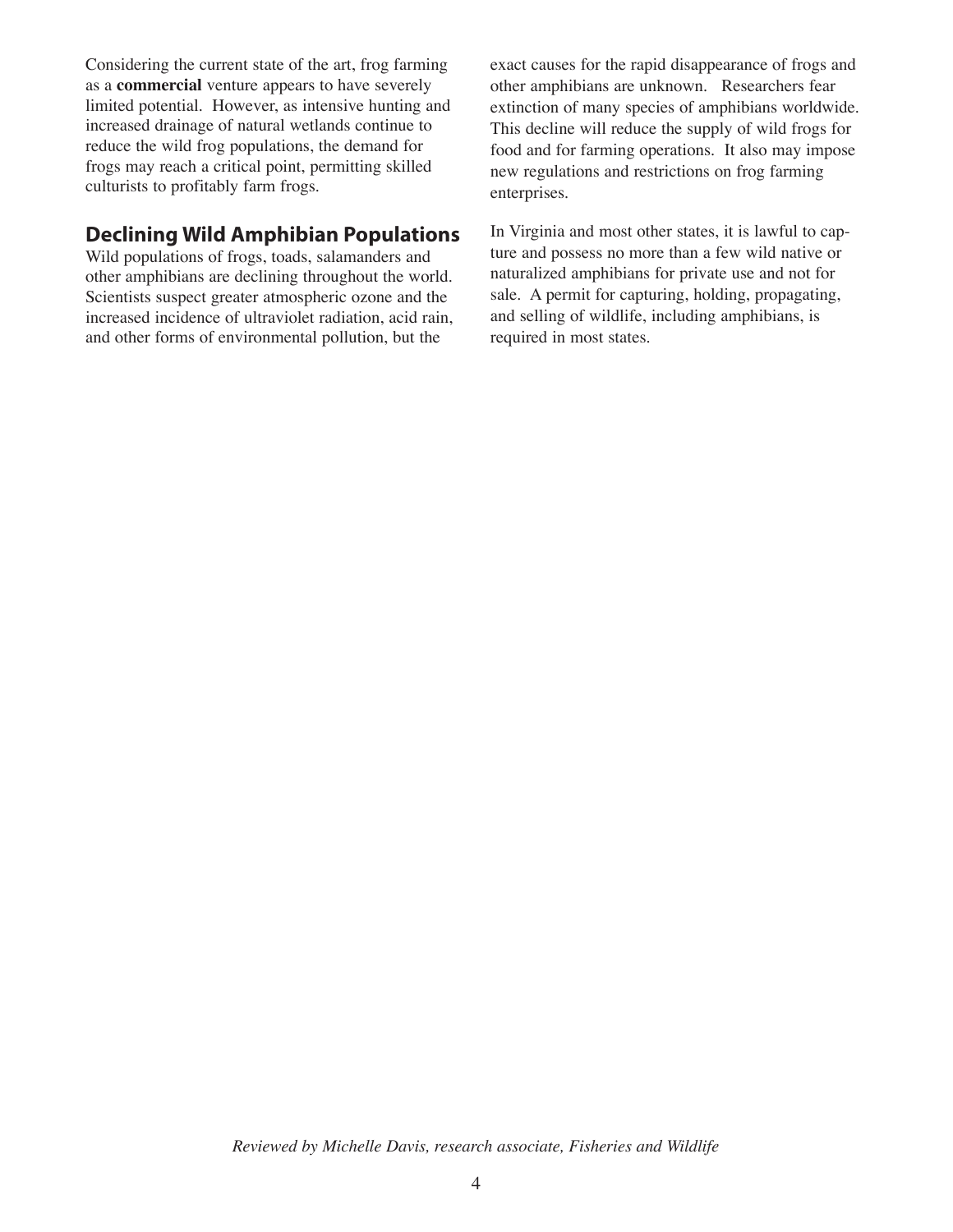Considering the current state of the art, frog farming as a **commercial** venture appears to have severely limited potential. However, as intensive hunting and increased drainage of natural wetlands continue to reduce the wild frog populations, the demand for frogs may reach a critical point, permitting skilled culturists to profitably farm frogs.

## Declining Wild Amphibian Populations

Wild populations of frogs, toads, salamanders and other amphibians are declining throughout the world. Scientists suspect greater atmospheric ozone and the increased incidence of ultraviolet radiation, acid rain, and other forms of environmental pollution, but the exact causes for the rapid disappearance of frogs and other amphibians are unknown. Researchers fear extinction of many species of amphibians worldwide. This decline will reduce the supply of wild frogs for food and for farming operations. It also may impose new regulations and restrictions on frog farming enterprises.

In Virginia and most other states, it is lawful to capture and possess no more than a few wild native or naturalized amphibians for private use and not for sale. A permit for capturing, holding, propagating, and selling of wildlife, including amphibians, is required in most states.

*Reviewed by Michelle Davis, research associate, Fisheries and Wildlife*